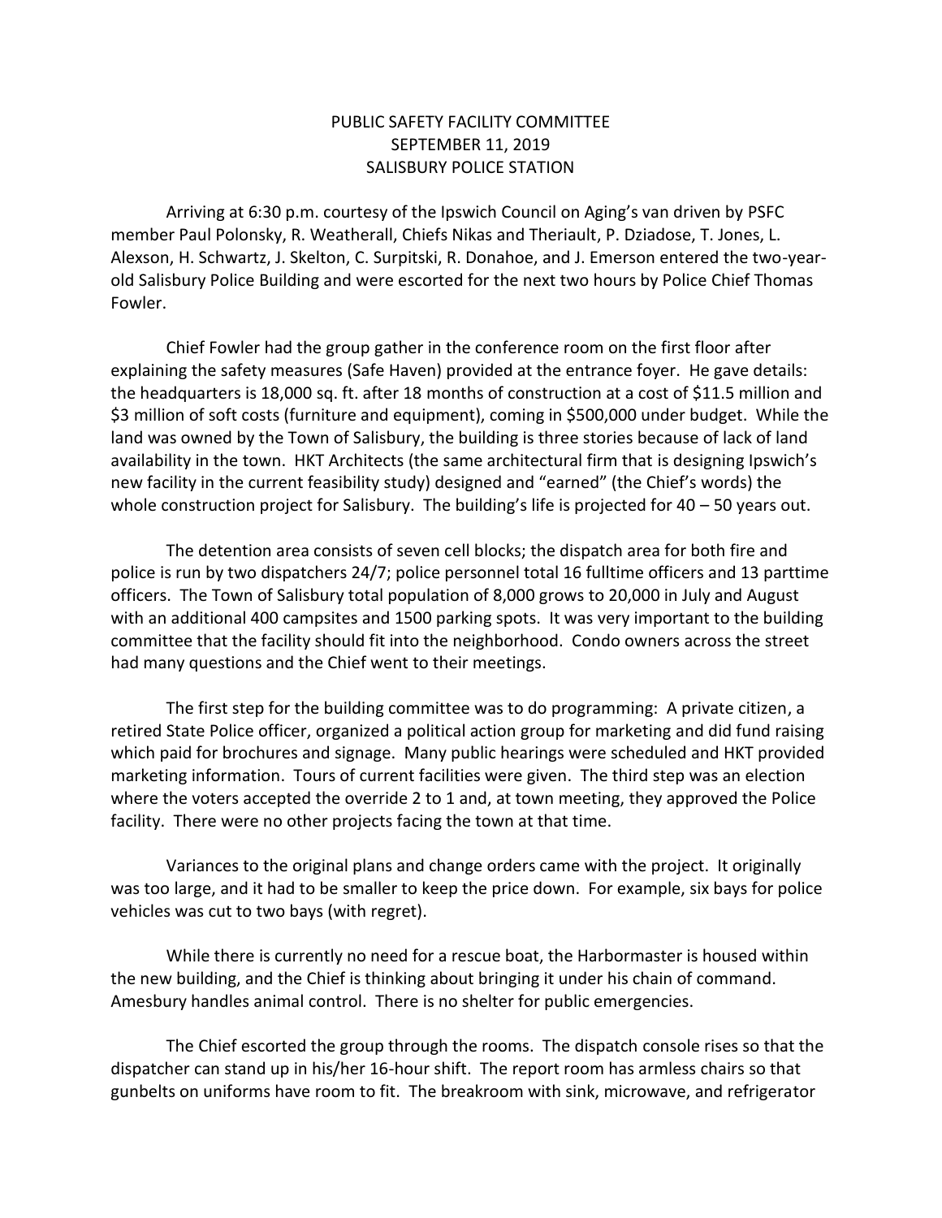PUBLIC SAFETY FACILITY COMMITTEE
SEPTEMBER 11, 2019
SALISBURY POLICE STATION

Arriving at 6:30 p.m. courtesy of the Ipswich Council on Aging's van driven by PSFC member Paul Polonsky, R. Weatherall, Chiefs Nikas and Theriault, P. Dziadose, T. Jones, L. Alexson, H. Schwartz, J. Skelton, C. Surpitski, R. Donahoe, and J. Emerson entered the two-year-old Salisbury Police Building and were escorted for the next two hours by Police Chief Thomas Fowler.

Chief Fowler had the group gather in the conference room on the first floor after explaining the safety measures (Safe Haven) provided at the entrance foyer. He gave details: the headquarters is 18,000 sq. ft. after 18 months of construction at a cost of \$11.5 million and \$3 million of soft costs (furniture and equipment), coming in \$500,000 under budget. While the land was owned by the Town of Salisbury, the building is three stories because of lack of land availability in the town. HKT Architects (the same architectural firm that is designing Ipswich's new facility in the current feasibility study) designed and "earned" (the Chief's words) the whole construction project for Salisbury. The building's life is projected for 40 – 50 years out.

The detention area consists of seven cell blocks; the dispatch area for both fire and police is run by two dispatchers 24/7; police personnel total 16 fulltime officers and 13 parttime officers. The Town of Salisbury total population of 8,000 grows to 20,000 in July and August with an additional 400 campsites and 1500 parking spots. It was very important to the building committee that the facility should fit into the neighborhood. Condo owners across the street had many questions and the Chief went to their meetings.

The first step for the building committee was to do programming: A private citizen, a retired State Police officer, organized a political action group for marketing and did fund raising which paid for brochures and signage. Many public hearings were scheduled and HKT provided marketing information. Tours of current facilities were given. The third step was an election where the voters accepted the override 2 to 1 and, at town meeting, they approved the Police facility. There were no other projects facing the town at that time.

Variances to the original plans and change orders came with the project. It originally was too large, and it had to be smaller to keep the price down. For example, six bays for police vehicles was cut to two bays (with regret).

While there is currently no need for a rescue boat, the Harbormaster is housed within the new building, and the Chief is thinking about bringing it under his chain of command. Amesbury handles animal control. There is no shelter for public emergencies.

The Chief escorted the group through the rooms. The dispatch console rises so that the dispatcher can stand up in his/her 16-hour shift. The report room has armless chairs so that gunbelts on uniforms have room to fit. The breakroom with sink, microwave, and refrigerator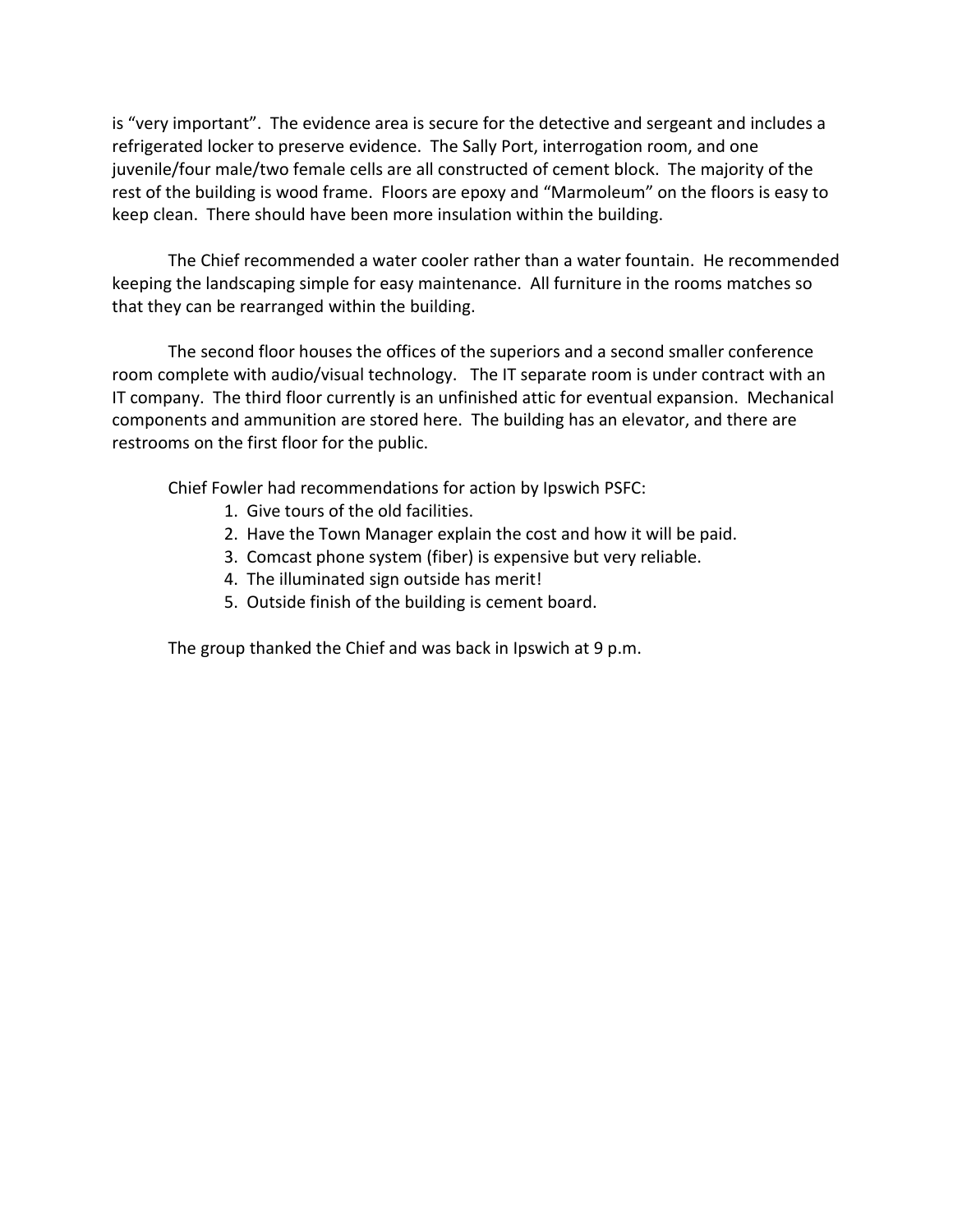is "very important". The evidence area is secure for the detective and sergeant and includes a refrigerated locker to preserve evidence. The Sally Port, interrogation room, and one juvenile/four male/two female cells are all constructed of cement block. The majority of the rest of the building is wood frame. Floors are epoxy and "Marmoleum" on the floors is easy to keep clean. There should have been more insulation within the building.

The Chief recommended a water cooler rather than a water fountain. He recommended keeping the landscaping simple for easy maintenance. All furniture in the rooms matches so that they can be rearranged within the building.

The second floor houses the offices of the superiors and a second smaller conference room complete with audio/visual technology. The IT separate room is under contract with an IT company. The third floor currently is an unfinished attic for eventual expansion. Mechanical components and ammunition are stored here. The building has an elevator, and there are restrooms on the first floor for the public.

Chief Fowler had recommendations for action by Ipswich PSFC:

1. Give tours of the old facilities.
2. Have the Town Manager explain the cost and how it will be paid.
3. Comcast phone system (fiber) is expensive but very reliable.
4. The illuminated sign outside has merit!
5. Outside finish of the building is cement board.

The group thanked the Chief and was back in Ipswich at 9 p.m.